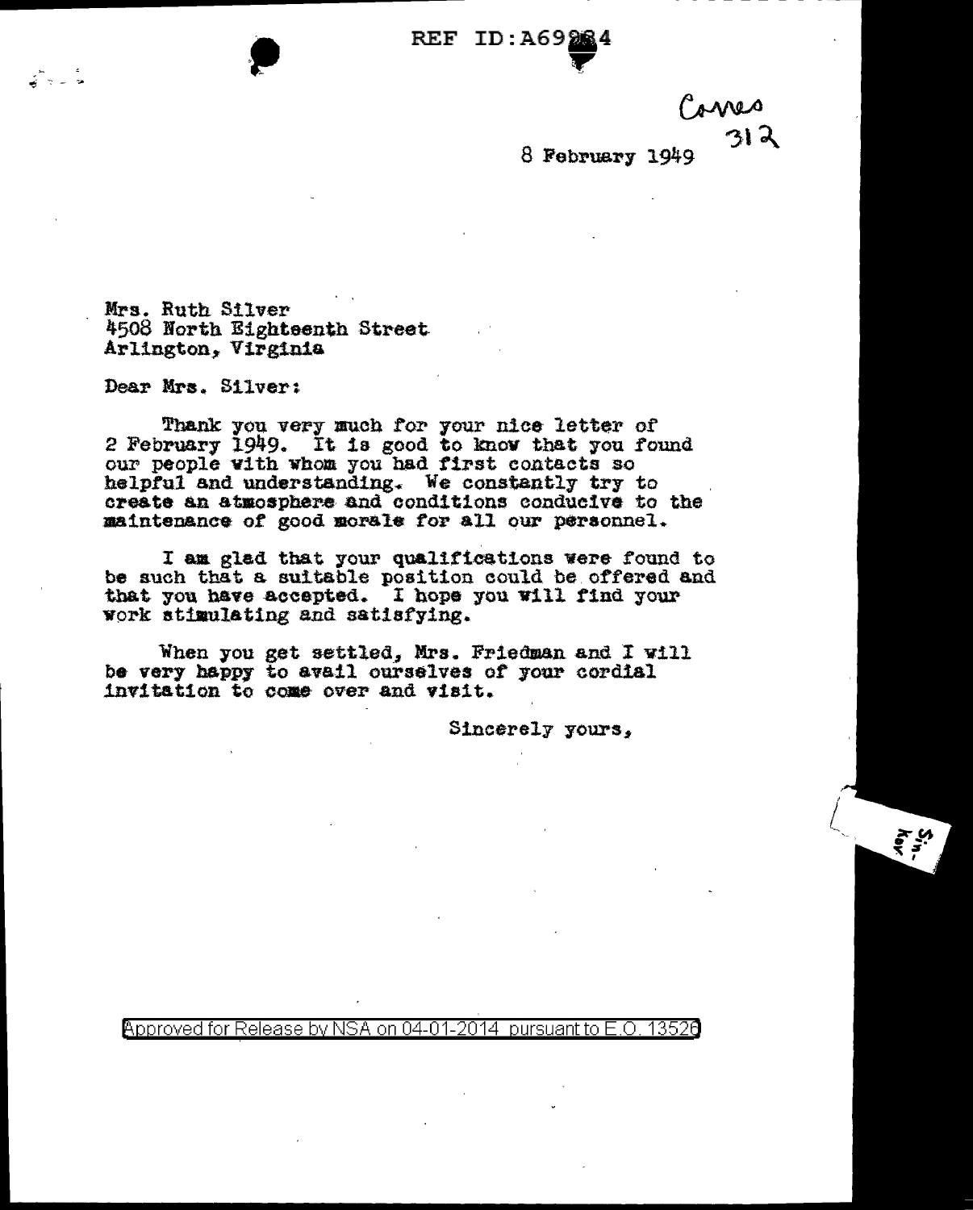REF ID:A69284

Corres 312

8 February 1949

Mrs. Ruth Silver
4508 North Eighteenth Street
Arlington, Virginia

Dear Mrs. Silver:

Thank you very much for your nice letter of 2 February 1949. It is good to know that you found our people with whom you had first contacts so helpful and understanding. We constantly try to create an atmosphere and conditions conducive to the maintenance of good morale for all our personnel.

I am glad that your qualifications were found to be such that a suitable position could be offered and that you have accepted. I hope you will find your work stimulating and satisfying.

When you get settled, Mrs. Friedman and I will be very happy to avail ourselves of your cordial invitation to come over and visit.

Sincerely yours,

Approved for Release by NSA on 04-01-2014 pursuant to E.O. 13526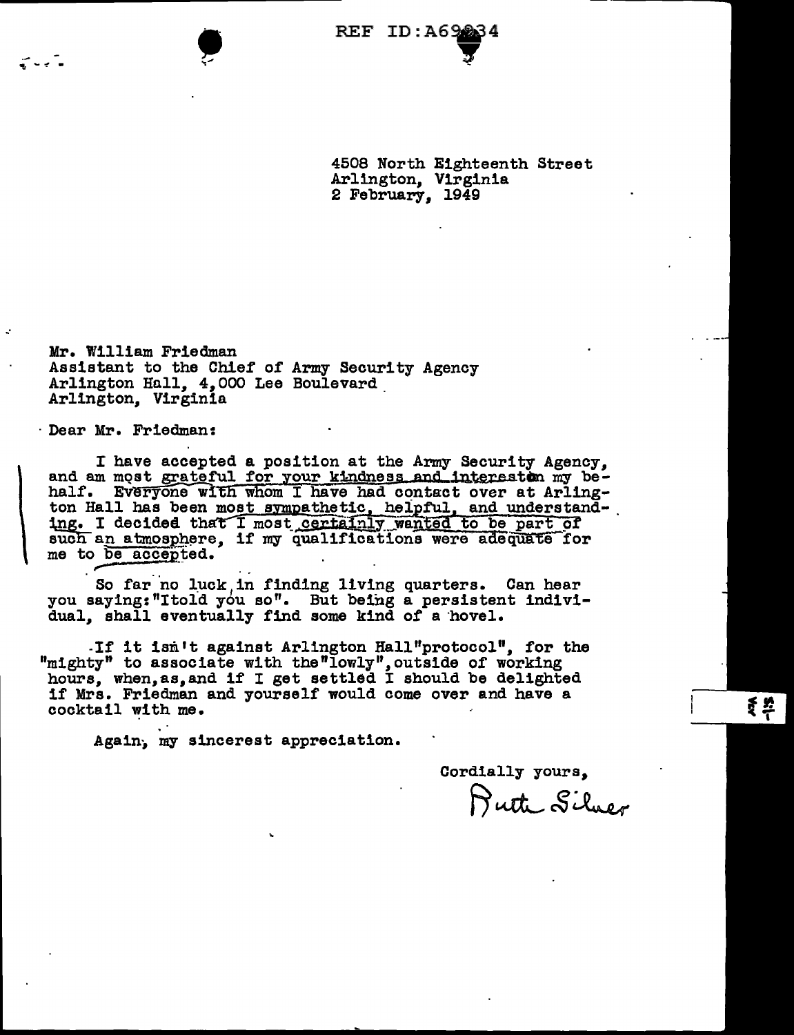REF ID:A69834

4508 North Eighteenth Street
Arlington, Virginia
2 February, 1949

Mr. William Friedman
Assistant to the Chief of Army Security Agency
Arlington Hall, 4,000 Lee Boulevard
Arlington, Virginia

Dear Mr. Friedman:

I have accepted a position at the Army Security Agency, and am most grateful for your kindness and interest in my behalf. Everyone with whom I have had contact over at Arlington Hall has been most sympathetic, helpful, and understanding. I decided that I most certainly wanted to be part of such an atmosphere, if my qualifications were adequate for me to be accepted.

So far no luck, in finding living quarters. Can hear you saying: "Itold you so". But being a persistent individual, shall eventually find some kind of a hovel.

If it isn't against Arlington Hall "protocol", for the "mighty" to associate with the "lowly", outside of working hours, when, as, and if I get settled I should be delighted if Mrs. Friedman and yourself would come over and have a cocktail with me.

Again, my sincerest appreciation.

Cordially yours,

Ruth Silver